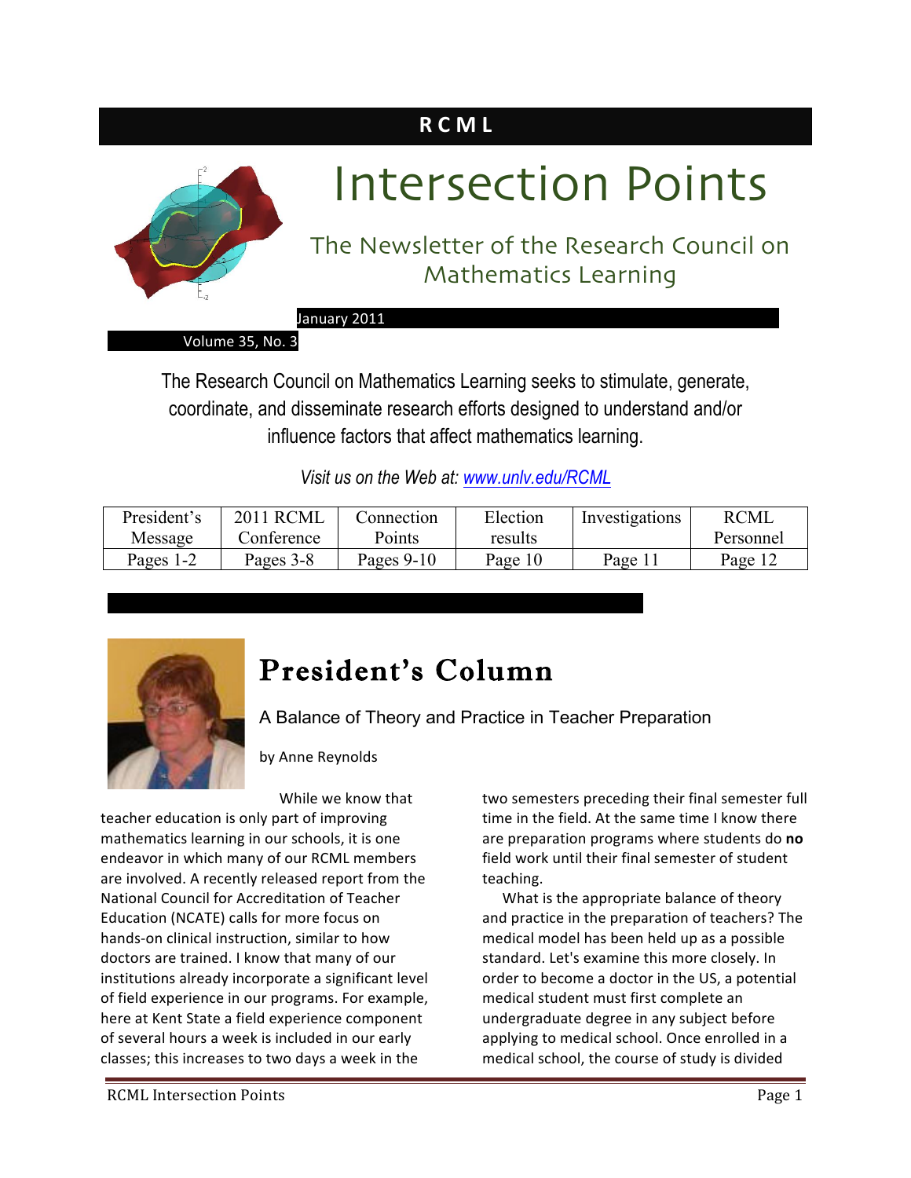RCML

# Intersection Points

## The Newsletter of the Research Council on Mathematics Learning

January 2011

Volume 35, No. 3

The Research Council on Mathematics Learning seeks to stimulate, generate, coordinate, and disseminate research efforts designed to understand and/or influence factors that affect mathematics learning.

*Visit us on the Web at: [www.unlv.edu/RCML](www.unlv.edu/RCML)*

| President's Message | 2011 RCML Conference | Connection Points | Election results | Investigations | RCML Personnel |
|---|---|---|---|---|---|
| Pages 1-2 | Pages 3-8 | Pages 9-10 | Page 10 | Page 11 | Page 12 |

## President's Column

### A Balance of Theory and Practice in Teacher Preparation

by Anne Reynolds

While we know that teacher education is only part of improving mathematics learning in our schools, it is one endeavor in which many of our RCML members are involved. A recently released report from the National Council for Accreditation of Teacher Education (NCATE) calls for more focus on hands-on clinical instruction, similar to how doctors are trained. I know that many of our institutions already incorporate a significant level of field experience in our programs. For example, here at Kent State a field experience component of several hours a week is included in our early classes; this increases to two days a week in the two semesters preceding their final semester full time in the field. At the same time I know there are preparation programs where students do **no** field work until their final semester of student teaching.

What is the appropriate balance of theory and practice in the preparation of teachers? The medical model has been held up as a possible standard. Let's examine this more closely. In order to become a doctor in the US, a potential medical student must first complete an undergraduate degree in any subject before applying to medical school. Once enrolled in a medical school, the course of study is divided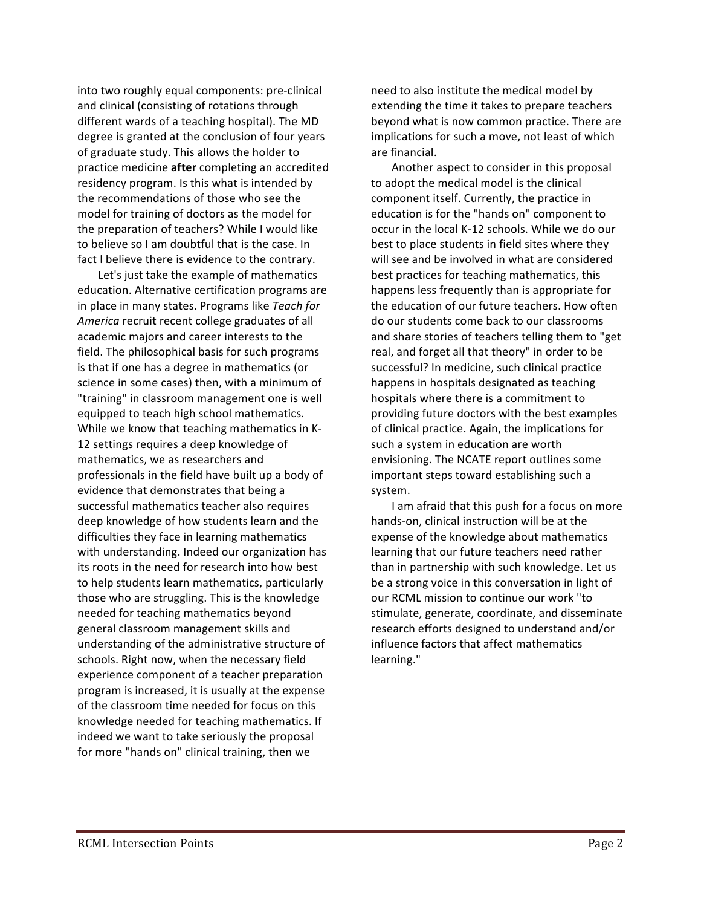into two roughly equal components: pre-clinical and clinical (consisting of rotations through different wards of a teaching hospital). The MD degree is granted at the conclusion of four years of graduate study. This allows the holder to practice medicine **after** completing an accredited residency program. Is this what is intended by the recommendations of those who see the model for training of doctors as the model for the preparation of teachers? While I would like to believe so I am doubtful that is the case. In fact I believe there is evidence to the contrary.

Let's just take the example of mathematics education. Alternative certification programs are in place in many states. Programs like *Teach for America* recruit recent college graduates of all academic majors and career interests to the field. The philosophical basis for such programs is that if one has a degree in mathematics (or science in some cases) then, with a minimum of "training" in classroom management one is well equipped to teach high school mathematics. While we know that teaching mathematics in K-12 settings requires a deep knowledge of mathematics, we as researchers and professionals in the field have built up a body of evidence that demonstrates that being a successful mathematics teacher also requires deep knowledge of how students learn and the difficulties they face in learning mathematics with understanding. Indeed our organization has its roots in the need for research into how best to help students learn mathematics, particularly those who are struggling. This is the knowledge needed for teaching mathematics beyond general classroom management skills and understanding of the administrative structure of schools. Right now, when the necessary field experience component of a teacher preparation program is increased, it is usually at the expense of the classroom time needed for focus on this knowledge needed for teaching mathematics. If indeed we want to take seriously the proposal for more "hands on" clinical training, then we need to also institute the medical model by extending the time it takes to prepare teachers beyond what is now common practice. There are implications for such a move, not least of which are financial.

Another aspect to consider in this proposal to adopt the medical model is the clinical component itself. Currently, the practice in education is for the "hands on" component to occur in the local K-12 schools. While we do our best to place students in field sites where they will see and be involved in what are considered best practices for teaching mathematics, this happens less frequently than is appropriate for the education of our future teachers. How often do our students come back to our classrooms and share stories of teachers telling them to "get real, and forget all that theory" in order to be successful? In medicine, such clinical practice happens in hospitals designated as teaching hospitals where there is a commitment to providing future doctors with the best examples of clinical practice. Again, the implications for such a system in education are worth envisioning. The NCATE report outlines some important steps toward establishing such a system.

I am afraid that this push for a focus on more hands-on, clinical instruction will be at the expense of the knowledge about mathematics learning that our future teachers need rather than in partnership with such knowledge. Let us be a strong voice in this conversation in light of our RCML mission to continue our work "to stimulate, generate, coordinate, and disseminate research efforts designed to understand and/or influence factors that affect mathematics learning."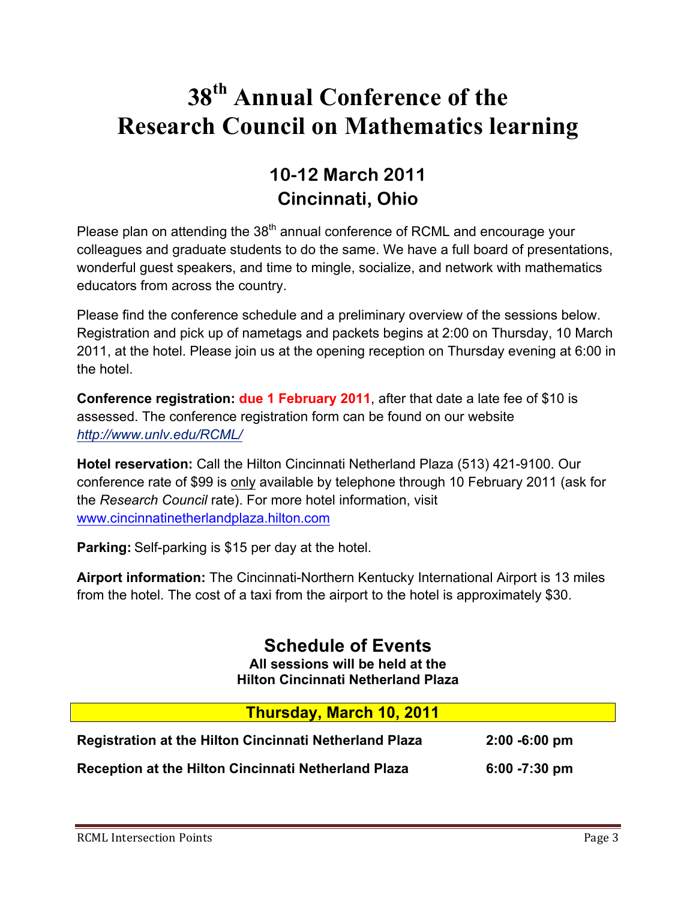# 38th Annual Conference of the Research Council on Mathematics learning

## 10-12 March 2011
## Cincinnati, Ohio

Please plan on attending the 38th annual conference of RCML and encourage your colleagues and graduate students to do the same. We have a full board of presentations, wonderful guest speakers, and time to mingle, socialize, and network with mathematics educators from across the country.

Please find the conference schedule and a preliminary overview of the sessions below. Registration and pick up of nametags and packets begins at 2:00 on Thursday, 10 March 2011, at the hotel. Please join us at the opening reception on Thursday evening at 6:00 in the hotel.

**Conference registration:** **due 1 February 2011**, after that date a late fee of $10 is assessed. The conference registration form can be found on our website *http://www.unlv.edu/RCML/*

**Hotel reservation:** Call the Hilton Cincinnati Netherland Plaza (513) 421-9100. Our conference rate of $99 is only available by telephone through 10 February 2011 (ask for the *Research Council* rate). For more hotel information, visit www.cincinnatinetherlandplaza.hilton.com

**Parking:** Self-parking is $15 per day at the hotel.

**Airport information:** The Cincinnati-Northern Kentucky International Airport is 13 miles from the hotel. The cost of a taxi from the airport to the hotel is approximately $30.

## Schedule of Events

**All sessions will be held at the Hilton Cincinnati Netherland Plaza**

### Thursday, March 10, 2011

| | |
|---|---|
| **Registration at the Hilton Cincinnati Netherland Plaza** | **2:00 -6:00 pm** |
| **Reception at the Hilton Cincinnati Netherland Plaza** | **6:00 -7:30 pm** |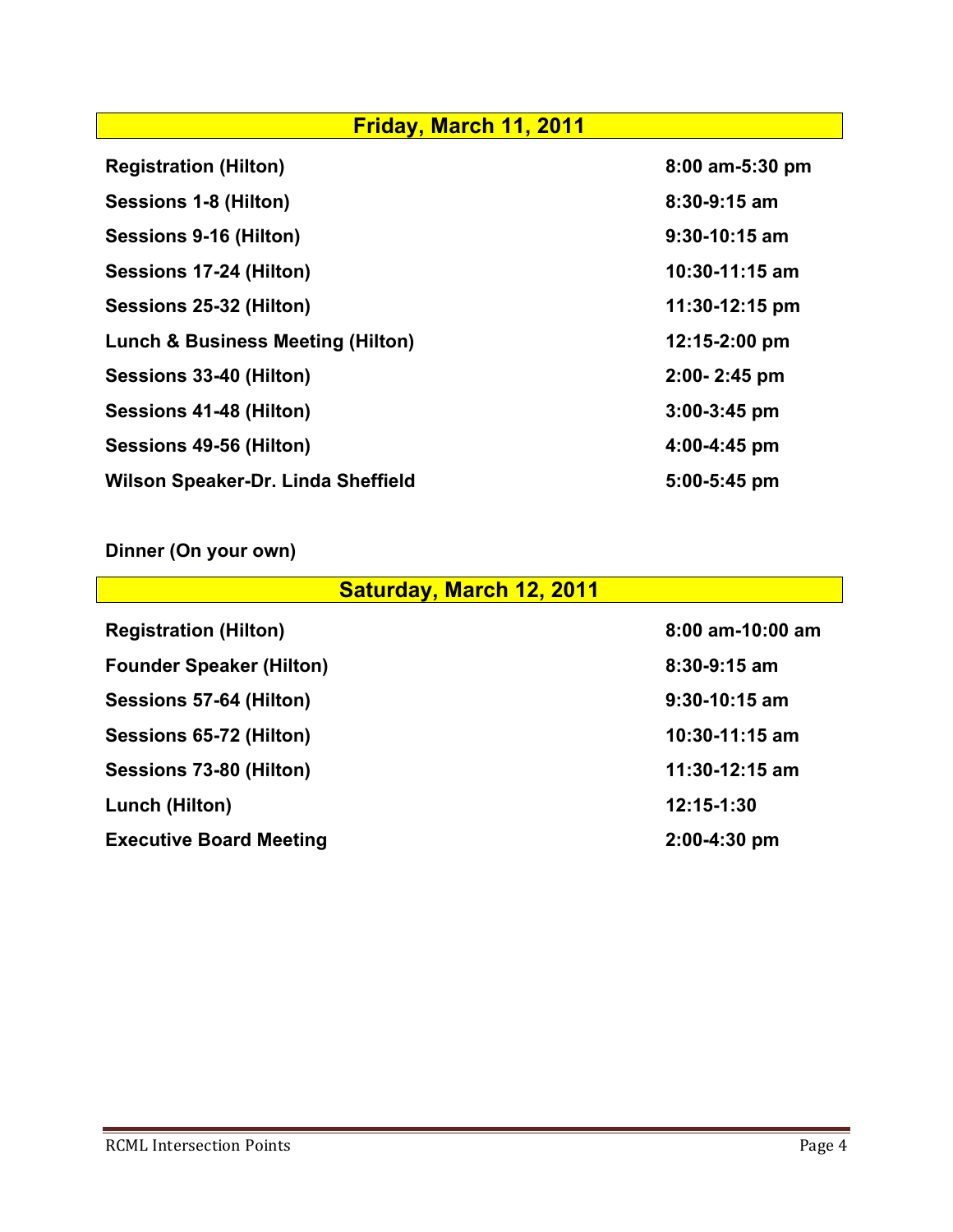## Friday, March 11, 2011

| | |
|---|---|
| **Registration (Hilton)** | **8:00 am-5:30 pm** |
| **Sessions 1-8 (Hilton)** | **8:30-9:15 am** |
| **Sessions 9-16 (Hilton)** | **9:30-10:15 am** |
| **Sessions 17-24 (Hilton)** | **10:30-11:15 am** |
| **Sessions 25-32 (Hilton)** | **11:30-12:15 pm** |
| **Lunch & Business Meeting (Hilton)** | **12:15-2:00 pm** |
| **Sessions 33-40 (Hilton)** | **2:00- 2:45 pm** |
| **Sessions 41-48 (Hilton)** | **3:00-3:45 pm** |
| **Sessions 49-56 (Hilton)** | **4:00-4:45 pm** |
| **Wilson Speaker-Dr. Linda Sheffield** | **5:00-5:45 pm** |

**Dinner (On your own)**

## Saturday, March 12, 2011

| | |
|---|---|
| **Registration (Hilton)** | **8:00 am-10:00 am** |
| **Founder Speaker (Hilton)** | **8:30-9:15 am** |
| **Sessions 57-64 (Hilton)** | **9:30-10:15 am** |
| **Sessions 65-72 (Hilton)** | **10:30-11:15 am** |
| **Sessions 73-80 (Hilton)** | **11:30-12:15 am** |
| **Lunch (Hilton)** | **12:15-1:30** |
| **Executive Board Meeting** | **2:00-4:30 pm** |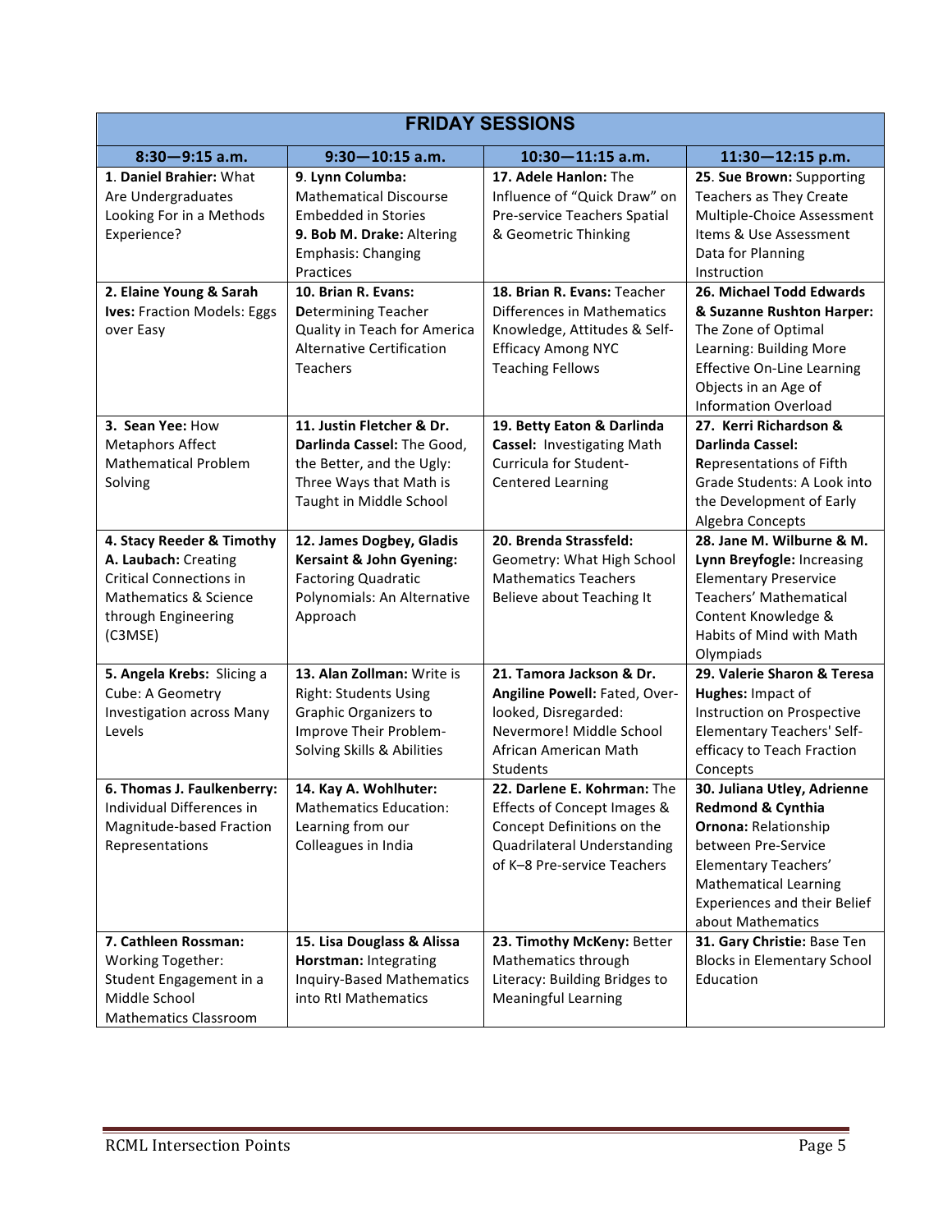| FRIDAY SESSIONS | | | |
|---|---|---|---|
| **8:30—9:15 a.m.** | **9:30—10:15 a.m.** | **10:30—11:15 a.m.** | **11:30—12:15 p.m.** |
| 1. **Daniel Brahier:** What Are Undergraduates Looking For in a Methods Experience? | 9. **Lynn Columba:** Mathematical Discourse Embedded in Stories **9. Bob M. Drake:** Altering Emphasis: Changing Practices | **17. Adele Hanlon:** The Influence of "Quick Draw" on Pre-service Teachers Spatial & Geometric Thinking | **25**. **Sue Brown:** Supporting Teachers as They Create Multiple-Choice Assessment Items & Use Assessment Data for Planning Instruction |
| **2. Elaine Young & Sarah Ives:** Fraction Models: Eggs over Easy | **10. Brian R. Evans:** **D**etermining Teacher Quality in Teach for America Alternative Certification Teachers | **18. Brian R. Evans:** Teacher Differences in Mathematics Knowledge, Attitudes & Self-Efficacy Among NYC Teaching Fellows | **26. Michael Todd Edwards & Suzanne Rushton Harper:** The Zone of Optimal Learning: Building More Effective On-Line Learning Objects in an Age of Information Overload |
| **3. Sean Yee:** How Metaphors Affect Mathematical Problem Solving | **11. Justin Fletcher & Dr. Darlinda Cassel:** The Good, the Better, and the Ugly: Three Ways that Math is Taught in Middle School | **19. Betty Eaton & Darlinda Cassel:** Investigating Math Curricula for Student-Centered Learning | **27. Kerri Richardson & Darlinda Cassel:** **R**epresentations of Fifth Grade Students: A Look into the Development of Early Algebra Concepts |
| **4. Stacy Reeder & Timothy A. Laubach:** Creating Critical Connections in Mathematics & Science through Engineering (C3MSE) | **12. James Dogbey, Gladis Kersaint & John Gyening:** Factoring Quadratic Polynomials: An Alternative Approach | **20. Brenda Strassfeld:** Geometry: What High School Mathematics Teachers Believe about Teaching It | **28. Jane M. Wilburne & M. Lynn Breyfogle:** Increasing Elementary Preservice Teachers' Mathematical Content Knowledge & Habits of Mind with Math Olympiads |
| **5. Angela Krebs:** Slicing a Cube: A Geometry Investigation across Many Levels | **13. Alan Zollman:** Write is Right: Students Using Graphic Organizers to Improve Their Problem-Solving Skills & Abilities | **21. Tamora Jackson & Dr. Angiline Powell:** Fated, Over-looked, Disregarded: Nevermore! Middle School African American Math Students | **29. Valerie Sharon & Teresa Hughes:** Impact of Instruction on Prospective Elementary Teachers' Self-efficacy to Teach Fraction Concepts |
| **6. Thomas J. Faulkenberry:** Individual Differences in Magnitude-based Fraction Representations | **14. Kay A. Wohlhuter:** Mathematics Education: Learning from our Colleagues in India | **22. Darlene E. Kohrman:** The Effects of Concept Images & Concept Definitions on the Quadrilateral Understanding of K–8 Pre-service Teachers | **30. Juliana Utley, Adrienne Redmond & Cynthia Ornona:** Relationship between Pre-Service Elementary Teachers' Mathematical Learning Experiences and their Belief about Mathematics |
| **7. Cathleen Rossman:** Working Together: Student Engagement in a Middle School Mathematics Classroom | **15. Lisa Douglass & Alissa Horstman:** Integrating Inquiry-Based Mathematics into RtI Mathematics | **23. Timothy McKeny:** Better Mathematics through Literacy: Building Bridges to Meaningful Learning | **31. Gary Christie:** Base Ten Blocks in Elementary School Education |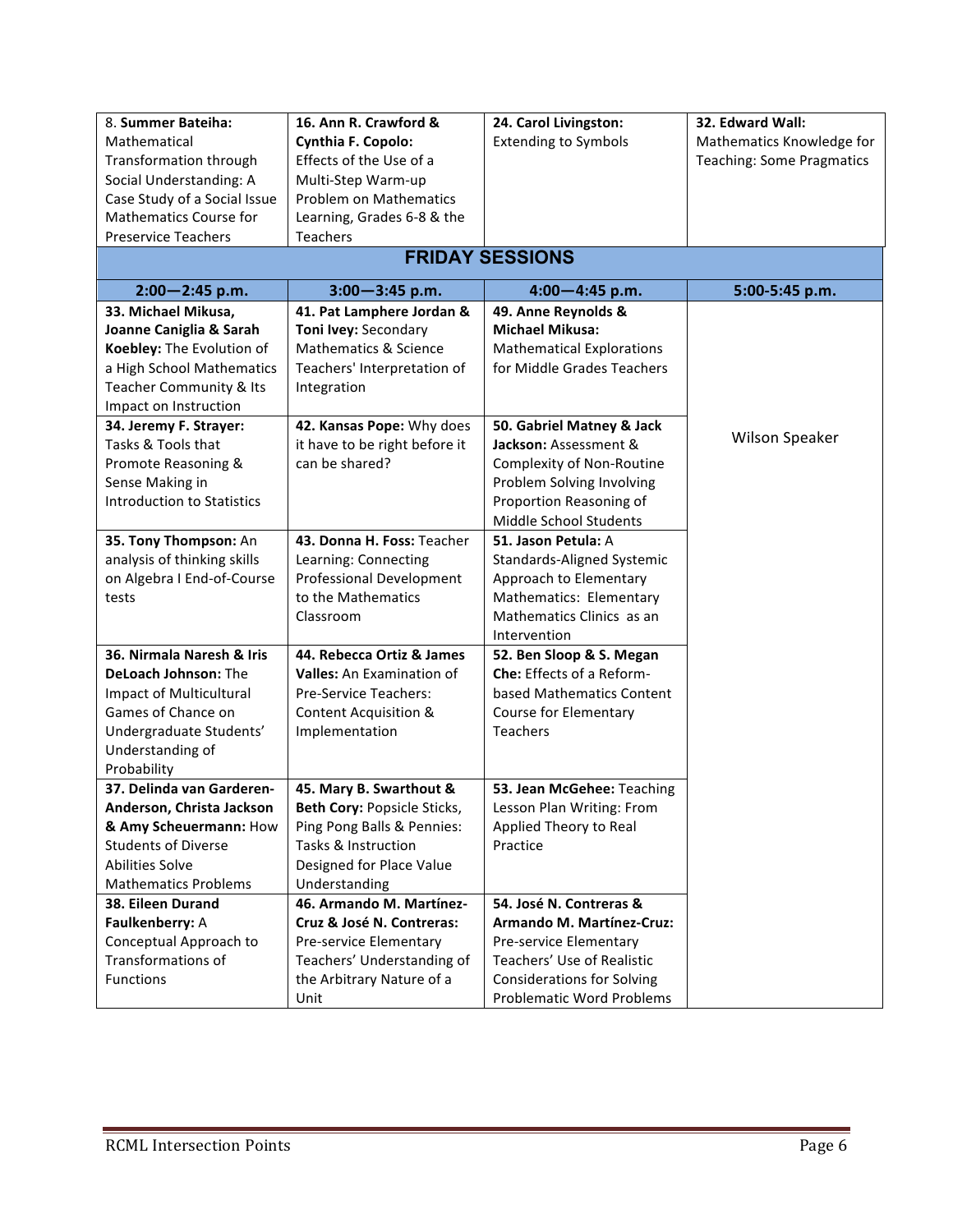| | | | |
|---|---|---|---|
| 8. **Summer Bateiha:** Mathematical Transformation through Social Understanding: A Case Study of a Social Issue Mathematics Course for Preservice Teachers | 16. **Ann R. Crawford & Cynthia F. Copolo:** Effects of the Use of a Multi-Step Warm-up Problem on Mathematics Learning, Grades 6-8 & the Teachers | 24. **Carol Livingston:** Extending to Symbols | 32. **Edward Wall:** Mathematics Knowledge for Teaching: Some Pragmatics |

## FRIDAY SESSIONS

| 2:00—2:45 p.m. | 3:00—3:45 p.m. | 4:00—4:45 p.m. | 5:00-5:45 p.m. |
|---|---|---|---|
| **33. Michael Mikusa, Joanne Caniglia & Sarah Koebley:** The Evolution of a High School Mathematics Teacher Community & Its Impact on Instruction | **41. Pat Lamphere Jordan & Toni Ivey:** Secondary Mathematics & Science Teachers' Interpretation of Integration | **49. Anne Reynolds & Michael Mikusa:** Mathematical Explorations for Middle Grades Teachers | Wilson Speaker |
| **34. Jeremy F. Strayer:** Tasks & Tools that Promote Reasoning & Sense Making in Introduction to Statistics | **42. Kansas Pope:** Why does it have to be right before it can be shared? | **50. Gabriel Matney & Jack Jackson:** Assessment & Complexity of Non-Routine Problem Solving Involving Proportion Reasoning of Middle School Students | |
| **35. Tony Thompson:** An analysis of thinking skills on Algebra I End-of-Course tests | **43. Donna H. Foss:** Teacher Learning: Connecting Professional Development to the Mathematics Classroom | **51. Jason Petula:** A Standards-Aligned Systemic Approach to Elementary Mathematics: Elementary Mathematics Clinics as an Intervention | |
| **36. Nirmala Naresh & Iris DeLoach Johnson:** The Impact of Multicultural Games of Chance on Undergraduate Students' Understanding of Probability | **44. Rebecca Ortiz & James Valles:** An Examination of Pre-Service Teachers: Content Acquisition & Implementation | **52. Ben Sloop & S. Megan Che:** Effects of a Reform-based Mathematics Content Course for Elementary Teachers | |
| **37. Delinda van Garderen-Anderson, Christa Jackson & Amy Scheuermann:** How Students of Diverse Abilities Solve Mathematics Problems | **45. Mary B. Swarthout & Beth Cory:** Popsicle Sticks, Ping Pong Balls & Pennies: Tasks & Instruction Designed for Place Value Understanding | **53. Jean McGehee:** Teaching Lesson Plan Writing: From Applied Theory to Real Practice | |
| **38. Eileen Durand Faulkenberry:** A Conceptual Approach to Transformations of Functions | **46. Armando M. Martínez-Cruz & José N. Contreras:** Pre-service Elementary Teachers' Understanding of the Arbitrary Nature of a Unit | **54. José N. Contreras & Armando M. Martínez-Cruz:** Pre-service Elementary Teachers' Use of Realistic Considerations for Solving Problematic Word Problems | |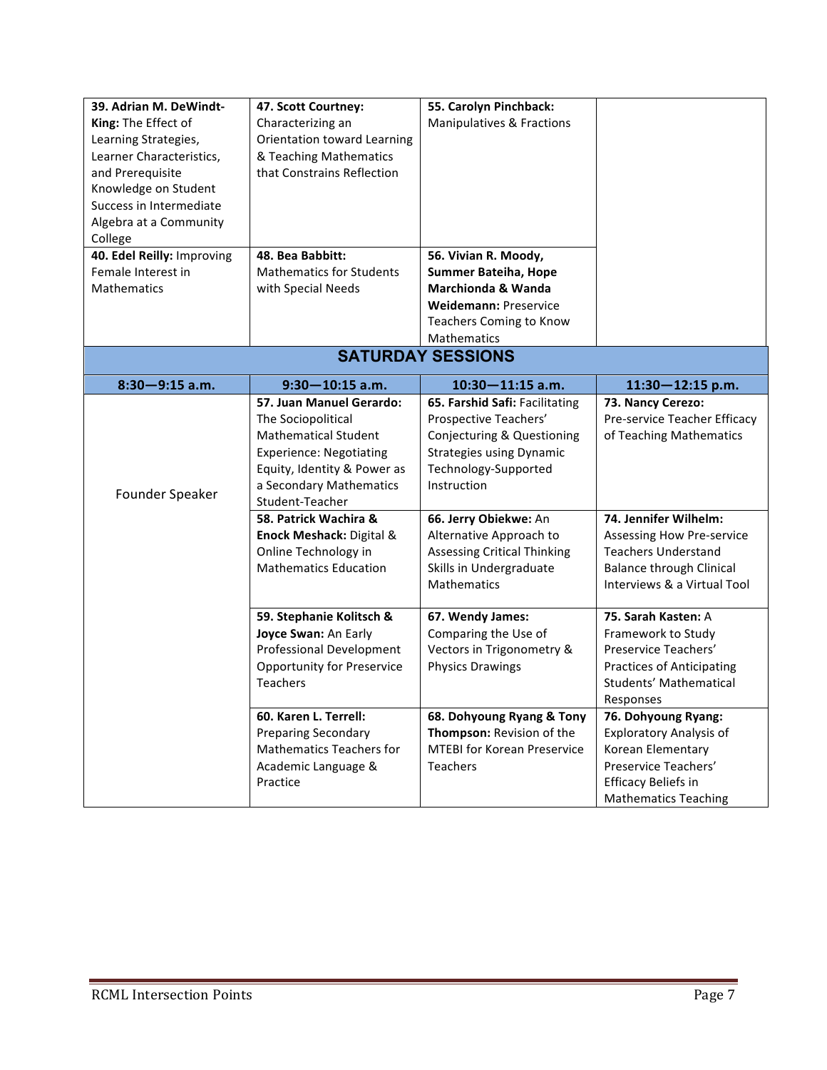| | | | |
|---|---|---|---|
| **39. Adrian M. DeWindt-King:** The Effect of Learning Strategies, Learner Characteristics, and Prerequisite Knowledge on Student Success in Intermediate Algebra at a Community College | **47. Scott Courtney:** Characterizing an Orientation toward Learning & Teaching Mathematics that Constrains Reflection | **55. Carolyn Pinchback:** Manipulatives & Fractions | |
| **40. Edel Reilly:** Improving Female Interest in Mathematics | **48. Bea Babbitt:** Mathematics for Students with Special Needs | **56. Vivian R. Moody, Summer Bateiha, Hope Marchionda & Wanda Weidemann:** Preservice Teachers Coming to Know Mathematics | |

## SATURDAY SESSIONS

| 8:30—9:15 a.m. | 9:30—10:15 a.m. | 10:30—11:15 a.m. | 11:30—12:15 p.m. |
|---|---|---|---|
| Founder Speaker | **57. Juan Manuel Gerardo:** The Sociopolitical Mathematical Student Experience: Negotiating Equity, Identity & Power as a Secondary Mathematics Student-Teacher | **65. Farshid Safi:** Facilitating Prospective Teachers' Conjecturing & Questioning Strategies using Dynamic Technology-Supported Instruction | **73. Nancy Cerezo:** Pre-service Teacher Efficacy of Teaching Mathematics |
| | **58. Patrick Wachira & Enock Meshack:** Digital & Online Technology in Mathematics Education | **66. Jerry Obiekwe:** An Alternative Approach to Assessing Critical Thinking Skills in Undergraduate Mathematics | **74. Jennifer Wilhelm:** Assessing How Pre-service Teachers Understand Balance through Clinical Interviews & a Virtual Tool |
| | **59. Stephanie Kolitsch & Joyce Swan:** An Early Professional Development Opportunity for Preservice Teachers | **67. Wendy James:** Comparing the Use of Vectors in Trigonometry & Physics Drawings | **75. Sarah Kasten:** A Framework to Study Preservice Teachers' Practices of Anticipating Students' Mathematical Responses |
| | **60. Karen L. Terrell:** Preparing Secondary Mathematics Teachers for Academic Language & Practice | **68. Dohyoung Ryang & Tony Thompson:** Revision of the MTEBI for Korean Preservice Teachers | **76. Dohyoung Ryang:** Exploratory Analysis of Korean Elementary Preservice Teachers' Efficacy Beliefs in Mathematics Teaching |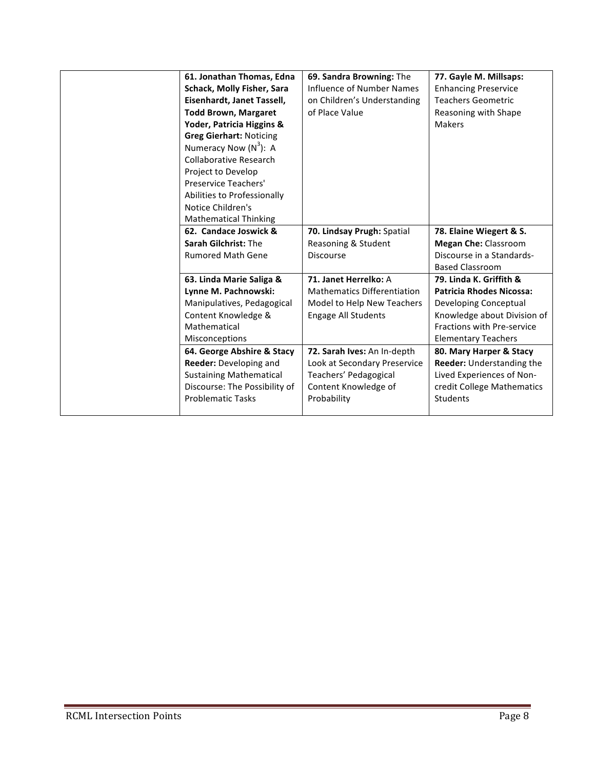| | | | |
|---|---|---|---|
| | **61. Jonathan Thomas, Edna Schack, Molly Fisher, Sara Eisenhardt, Janet Tassell, Todd Brown, Margaret Yoder, Patricia Higgins & Greg Gierhart:** Noticing Numeracy Now ($N^3$): A Collaborative Research Project to Develop Preservice Teachers' Abilities to Professionally Notice Children's Mathematical Thinking | **69. Sandra Browning:** The Influence of Number Names on Children's Understanding of Place Value | **77. Gayle M. Millsaps:** Enhancing Preservice Teachers Geometric Reasoning with Shape Makers |
| | **62. Candace Joswick & Sarah Gilchrist:** The Rumored Math Gene | **70. Lindsay Prugh:** Spatial Reasoning & Student Discourse | **78. Elaine Wiegert & S. Megan Che:** Classroom Discourse in a Standards-Based Classroom |
| | **63. Linda Marie Saliga & Lynne M. Pachnowski:** Manipulatives, Pedagogical Content Knowledge & Mathematical Misconceptions | **71. Janet Herrelko:** A Mathematics Differentiation Model to Help New Teachers Engage All Students | **79. Linda K. Griffith & Patricia Rhodes Nicossa:** Developing Conceptual Knowledge about Division of Fractions with Pre-service Elementary Teachers |
| | **64. George Abshire & Stacy Reeder:** Developing and Sustaining Mathematical Discourse: The Possibility of Problematic Tasks | **72. Sarah Ives:** An In-depth Look at Secondary Preservice Teachers' Pedagogical Content Knowledge of Probability | **80. Mary Harper & Stacy Reeder:** Understanding the Lived Experiences of Non-credit College Mathematics Students |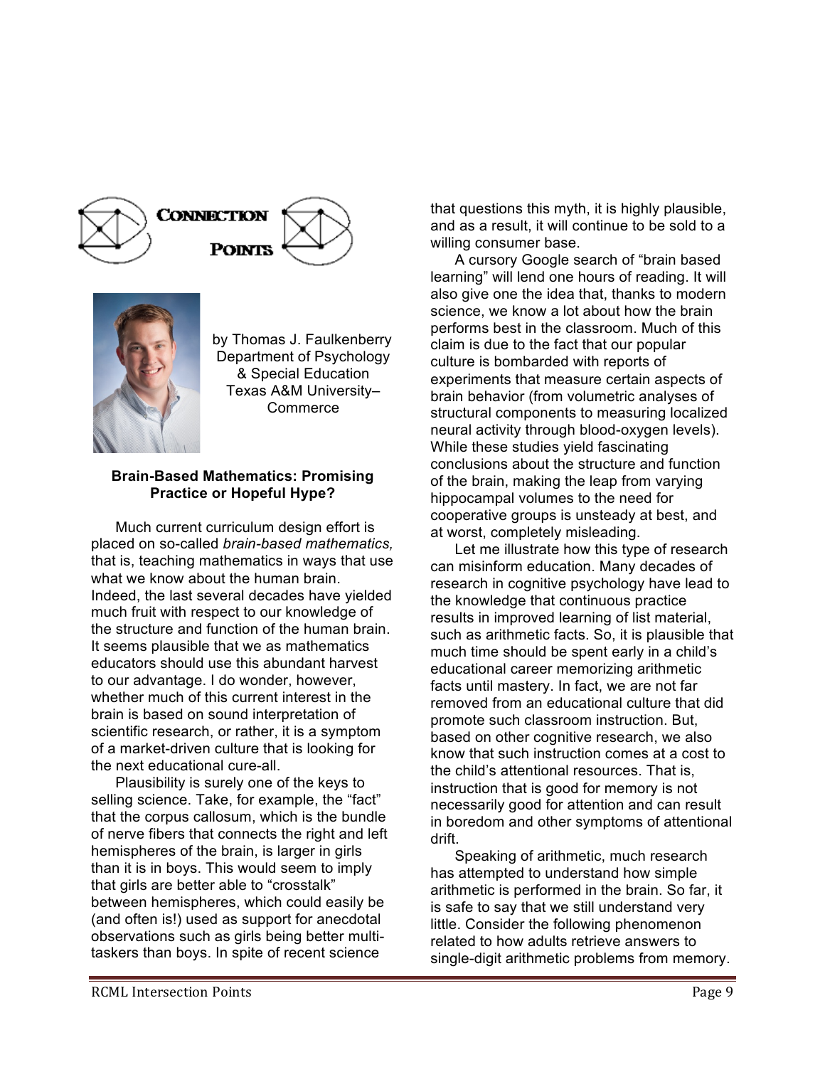## Connection Points

by Thomas J. Faulkenberry
Department of Psychology
& Special Education
Texas A&M University–Commerce

### Brain-Based Mathematics: Promising Practice or Hopeful Hype?

Much current curriculum design effort is placed on so-called *brain-based mathematics,* that is, teaching mathematics in ways that use what we know about the human brain. Indeed, the last several decades have yielded much fruit with respect to our knowledge of the structure and function of the human brain. It seems plausible that we as mathematics educators should use this abundant harvest to our advantage. I do wonder, however, whether much of this current interest in the brain is based on sound interpretation of scientific research, or rather, it is a symptom of a market-driven culture that is looking for the next educational cure-all.

Plausibility is surely one of the keys to selling science. Take, for example, the "fact" that the corpus callosum, which is the bundle of nerve fibers that connects the right and left hemispheres of the brain, is larger in girls than it is in boys. This would seem to imply that girls are better able to "crosstalk" between hemispheres, which could easily be (and often is!) used as support for anecdotal observations such as girls being better multi-taskers than boys. In spite of recent science that questions this myth, it is highly plausible, and as a result, it will continue to be sold to a willing consumer base.

A cursory Google search of "brain based learning" will lend one hours of reading. It will also give one the idea that, thanks to modern science, we know a lot about how the brain performs best in the classroom. Much of this claim is due to the fact that our popular culture is bombarded with reports of experiments that measure certain aspects of brain behavior (from volumetric analyses of structural components to measuring localized neural activity through blood-oxygen levels). While these studies yield fascinating conclusions about the structure and function of the brain, making the leap from varying hippocampal volumes to the need for cooperative groups is unsteady at best, and at worst, completely misleading.

Let me illustrate how this type of research can misinform education. Many decades of research in cognitive psychology have lead to the knowledge that continuous practice results in improved learning of list material, such as arithmetic facts. So, it is plausible that much time should be spent early in a child's educational career memorizing arithmetic facts until mastery. In fact, we are not far removed from an educational culture that did promote such classroom instruction. But, based on other cognitive research, we also know that such instruction comes at a cost to the child's attentional resources. That is, instruction that is good for memory is not necessarily good for attention and can result in boredom and other symptoms of attentional drift.

Speaking of arithmetic, much research has attempted to understand how simple arithmetic is performed in the brain. So far, it is safe to say that we still understand very little. Consider the following phenomenon related to how adults retrieve answers to single-digit arithmetic problems from memory.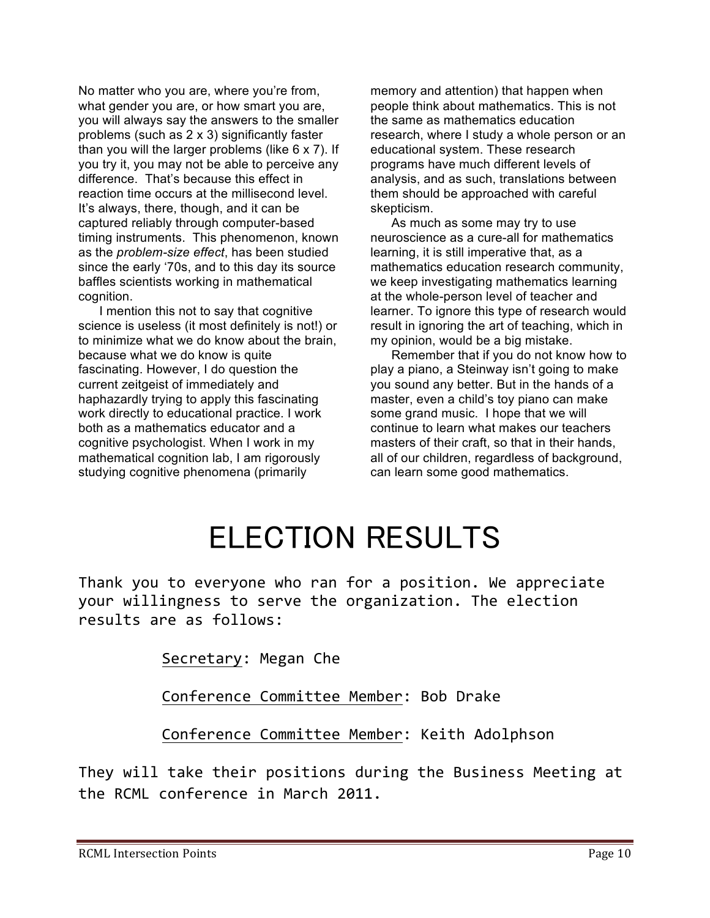No matter who you are, where you're from, what gender you are, or how smart you are, you will always say the answers to the smaller problems (such as 2 x 3) significantly faster than you will the larger problems (like 6 x 7). If you try it, you may not be able to perceive any difference. That's because this effect in reaction time occurs at the millisecond level. It's always, there, though, and it can be captured reliably through computer-based timing instruments. This phenomenon, known as the *problem-size effect*, has been studied since the early '70s, and to this day its source baffles scientists working in mathematical cognition.

I mention this not to say that cognitive science is useless (it most definitely is not!) or to minimize what we do know about the brain, because what we do know is quite fascinating. However, I do question the current zeitgeist of immediately and haphazardly trying to apply this fascinating work directly to educational practice. I work both as a mathematics educator and a cognitive psychologist. When I work in my mathematical cognition lab, I am rigorously studying cognitive phenomena (primarily memory and attention) that happen when people think about mathematics. This is not the same as mathematics education research, where I study a whole person or an educational system. These research programs have much different levels of analysis, and as such, translations between them should be approached with careful skepticism.

As much as some may try to use neuroscience as a cure-all for mathematics learning, it is still imperative that, as a mathematics education research community, we keep investigating mathematics learning at the whole-person level of teacher and learner. To ignore this type of research would result in ignoring the art of teaching, which in my opinion, would be a big mistake.

Remember that if you do not know how to play a piano, a Steinway isn't going to make you sound any better. But in the hands of a master, even a child's toy piano can make some grand music. I hope that we will continue to learn what makes our teachers masters of their craft, so that in their hands, all of our children, regardless of background, can learn some good mathematics.

# ELECTION RESULTS

Thank you to everyone who ran for a position. We appreciate your willingness to serve the organization. The election results are as follows:

Secretary: Megan Che

Conference Committee Member: Bob Drake

Conference Committee Member: Keith Adolphson

They will take their positions during the Business Meeting at the RCML conference in March 2011.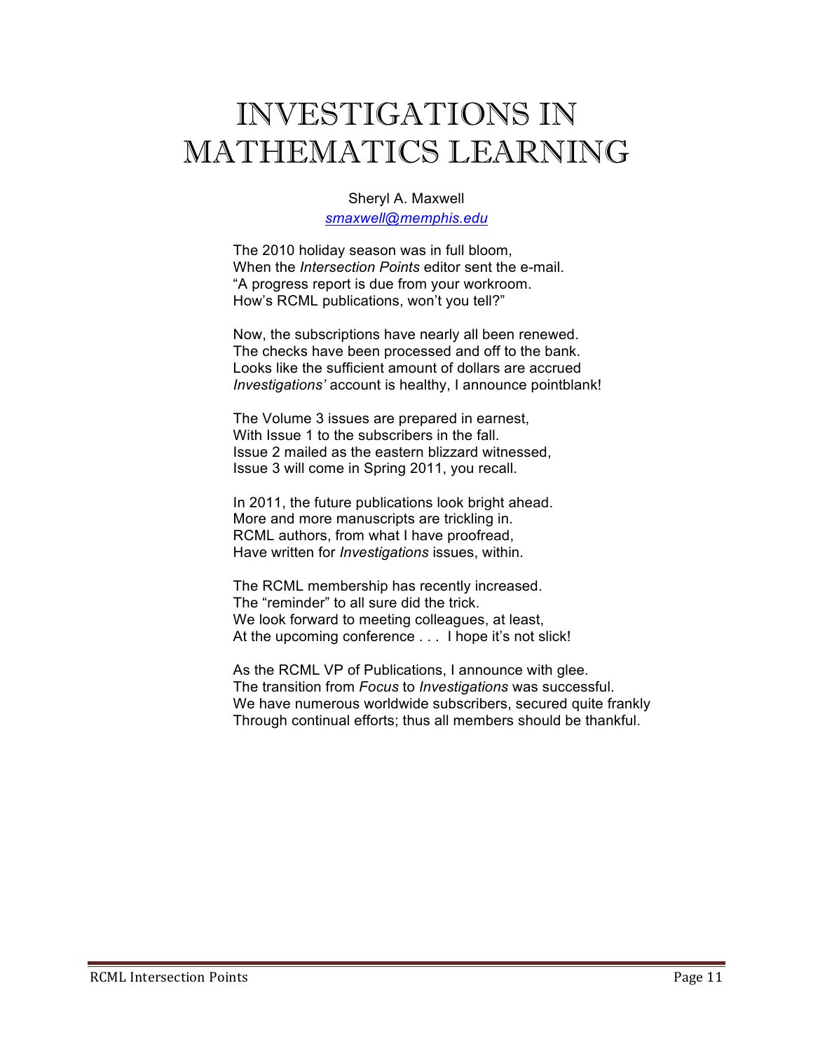# INVESTIGATIONS IN MATHEMATICS LEARNING

Sheryl A. Maxwell
*smaxwell@memphis.edu*

The 2010 holiday season was in full bloom,
When the *Intersection Points* editor sent the e-mail.
"A progress report is due from your workroom.
How's RCML publications, won't you tell?"

Now, the subscriptions have nearly all been renewed.
The checks have been processed and off to the bank.
Looks like the sufficient amount of dollars are accrued
*Investigations'* account is healthy, I announce pointblank!

The Volume 3 issues are prepared in earnest,
With Issue 1 to the subscribers in the fall.
Issue 2 mailed as the eastern blizzard witnessed,
Issue 3 will come in Spring 2011, you recall.

In 2011, the future publications look bright ahead.
More and more manuscripts are trickling in.
RCML authors, from what I have proofread,
Have written for *Investigations* issues, within.

The RCML membership has recently increased.
The "reminder" to all sure did the trick.
We look forward to meeting colleagues, at least,
At the upcoming conference . . . I hope it's not slick!

As the RCML VP of Publications, I announce with glee.
The transition from *Focus* to *Investigations* was successful.
We have numerous worldwide subscribers, secured quite frankly
Through continual efforts; thus all members should be thankful.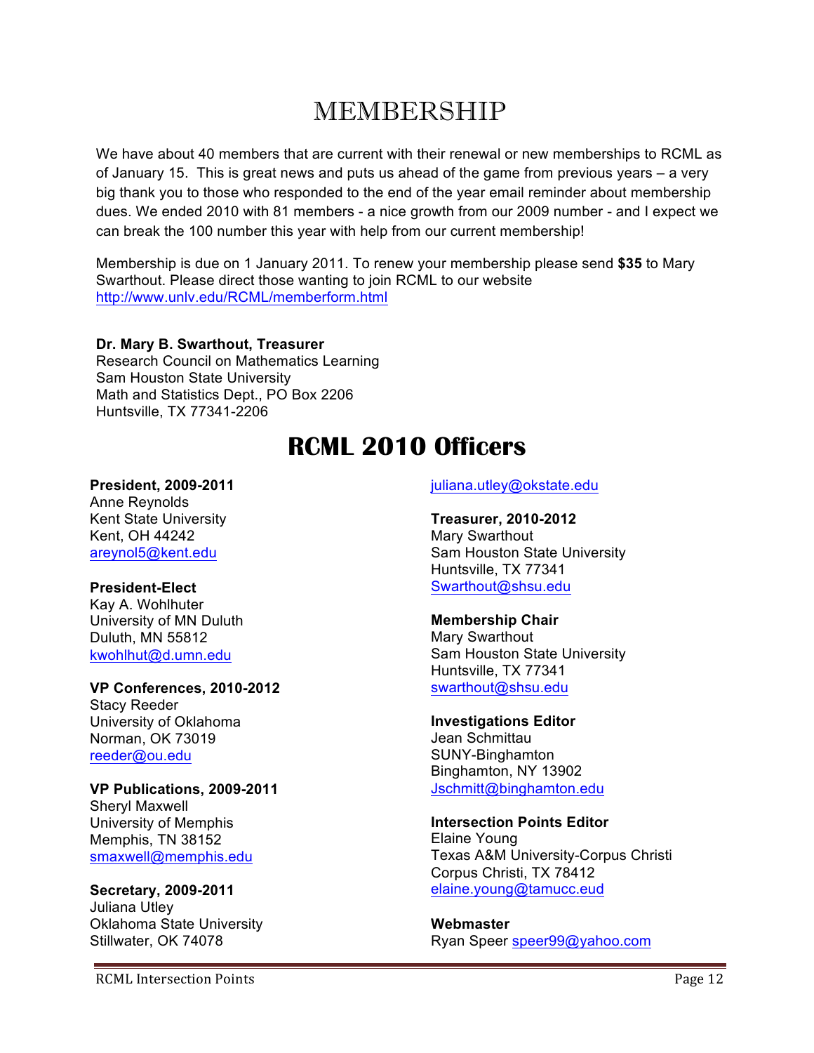# MEMBERSHIP

We have about 40 members that are current with their renewal or new memberships to RCML as of January 15. This is great news and puts us ahead of the game from previous years – a very big thank you to those who responded to the end of the year email reminder about membership dues. We ended 2010 with 81 members - a nice growth from our 2009 number - and I expect we can break the 100 number this year with help from our current membership!

Membership is due on 1 January 2011. To renew your membership please send **$35** to Mary Swarthout. Please direct those wanting to join RCML to our website http://www.unlv.edu/RCML/memberform.html

**Dr. Mary B. Swarthout, Treasurer**
Research Council on Mathematics Learning
Sam Houston State University
Math and Statistics Dept., PO Box 2206
Huntsville, TX 77341-2206

# RCML 2010 Officers

**President, 2009-2011**
Anne Reynolds
Kent State University
Kent, OH 44242
areynol5@kent.edu

**President-Elect**
Kay A. Wohlhuter
University of MN Duluth
Duluth, MN 55812
kwohlhut@d.umn.edu

**VP Conferences, 2010-2012**
Stacy Reeder
University of Oklahoma
Norman, OK 73019
reeder@ou.edu

**VP Publications, 2009-2011**
Sheryl Maxwell
University of Memphis
Memphis, TN 38152
smaxwell@memphis.edu

**Secretary, 2009-2011**
Juliana Utley
Oklahoma State University
Stillwater, OK 74078
juliana.utley@okstate.edu

**Treasurer, 2010-2012**
Mary Swarthout
Sam Houston State University
Huntsville, TX 77341
Swarthout@shsu.edu

**Membership Chair**
Mary Swarthout
Sam Houston State University
Huntsville, TX 77341
swarthout@shsu.edu

**Investigations Editor**
Jean Schmittau
SUNY-Binghamton
Binghamton, NY 13902
Jschmitt@binghamton.edu

**Intersection Points Editor**
Elaine Young
Texas A&M University-Corpus Christi
Corpus Christi, TX 78412
elaine.young@tamucc.eud

**Webmaster**
Ryan Speer speer99@yahoo.com